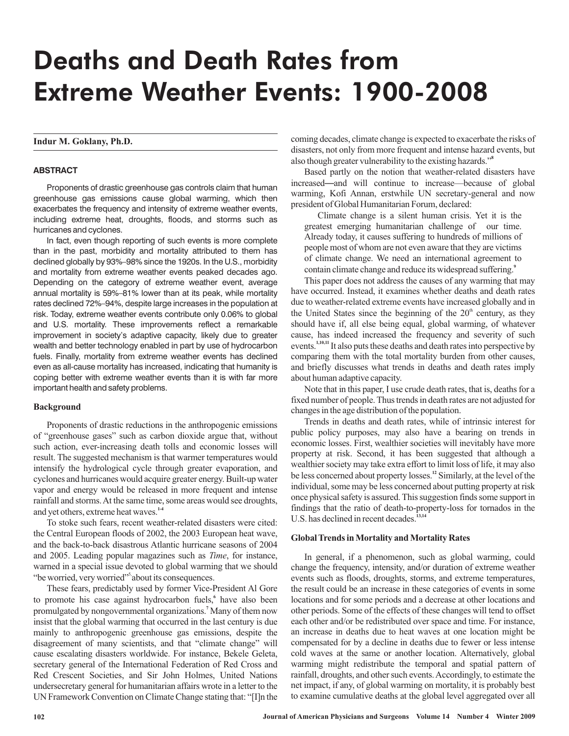# Deaths and Death Rates from Extreme Weather Events: 1900-2008

**Indur M. Goklany, Ph.D.**

### ABSTRACT

Proponents of drastic greenhouse gas controls claim that human greenhouse gas emissions cause global warming, which then exacerbates the frequency and intensity of extreme weather events, including extreme heat, droughts, floods, and storms such as hurricanes and cyclones.

In fact, even though reporting of such events is more complete than in the past, morbidity and mortality attributed to them has declined globally by 93%–98% since the 1920s. In the U.S., morbidity and mortality from extreme weather events peaked decades ago. Depending on the category of extreme weather event, average annual mortality is 59%–81% lower than at its peak, while mortality rates declined 72%–94%, despite large increases in the population at risk. Today, extreme weather events contribute only 0.06% to global and U.S. mortality. These improvements reflect a remarkable improvement in society's adaptive capacity, likely due to greater wealth and better technology enabled in part by use of hydrocarbon fuels. Finally, mortality from extreme weather events has declined even as all-cause mortality has increased, indicating that humanity is coping better with extreme weather events than it is with far more important health and safety problems.

### Background

Proponents of drastic reductions in the anthropogenic emissions of "greenhouse gases" such as carbon dioxide argue that, without such action, ever-increasing death tolls and economic losses will result. The suggested mechanism is that warmer temperatures would intensify the hydrological cycle through greater evaporation, and cyclones and hurricanes would acquire greater energy. Built-up water vapor and energy would be released in more frequent and intense rainfall and storms. At the same time, some areas would see droughts, and yet others, extreme heat waves.[1-4]

To stoke such fears, recent weather-related disasters were cited: the Central European floods of 2002, the 2003 European heat wave, and the back-to-back disastrous Atlantic hurricane seasons of 2004 and 2005. Leading popular magazines such as *Time*, for instance, warned in a special issue devoted to global warming that we should "be worried, very worried"[5] about its consequences.

These fears, predictably used by former Vice-President Al Gore to promote his case against hydrocarbon fuels,[6] have also been promulgated by nongovernmental organizations.[7] Many of them now insist that the global warming that occurred in the last century is due mainly to anthropogenic greenhouse gas emissions, despite the disagreement of many scientists, and that "climate change" will cause escalating disasters worldwide. For instance, Bekele Geleta, secretary general of the International Federation of Red Cross and Red Crescent Societies, and Sir John Holmes, United Nations undersecretary general for humanitarian affairs wrote in a letter to the UN Framework Convention on Climate Change stating that: "[I]n the coming decades, climate change is expected to exacerbate the risks of disasters, not only from more frequent and intense hazard events, but also though greater vulnerability to the existing hazards."[8]

Based partly on the notion that weather-related disasters have increased—and will continue to increase—because of global warming, Kofi Annan, erstwhile UN secretary-general and now president of Global Humanitarian Forum, declared:

> Climate change is a silent human crisis. Yet it is the greatest emerging humanitarian challenge of our time. Already today, it causes suffering to hundreds of millions of people most of whom are not even aware that they are victims of climate change. We need an international agreement to contain climate change and reduce its widespread suffering.[9]

This paper does not address the causes of any warming that may have occurred. Instead, it examines whether deaths and death rates due to weather-related extreme events have increased globally and in the United States since the beginning of the 20th century, as they should have if, all else being equal, global warming, of whatever cause, has indeed increased the frequency and severity of such events.[1,10,11] It also puts these deaths and death rates into perspective by comparing them with the total mortality burden from other causes, and briefly discusses what trends in deaths and death rates imply about human adaptive capacity.

Note that in this paper, I use crude death rates, that is, deaths for a fixed number of people. Thus trends in death rates are not adjusted for changes in the age distribution of the population.

Trends in deaths and death rates, while of intrinsic interest for public policy purposes, may also have a bearing on trends in economic losses. First, wealthier societies will inevitably have more property at risk. Second, it has been suggested that although a wealthier society may take extra effort to limit loss of life, it may also be less concerned about property losses.[12] Similarly, at the level of the individual, some may be less concerned about putting property at risk once physical safety is assured. This suggestion finds some support in findings that the ratio of death-to-property-loss for tornados in the U.S. has declined in recent decades.[13,14]

### Global Trends in Mortality and Mortality Rates

In general, if a phenomenon, such as global warming, could change the frequency, intensity, and/or duration of extreme weather events such as floods, droughts, storms, and extreme temperatures, the result could be an increase in these categories of events in some locations and for some periods and a decrease at other locations and other periods. Some of the effects of these changes will tend to offset each other and/or be redistributed over space and time. For instance, an increase in deaths due to heat waves at one location might be compensated for by a decline in deaths due to fewer or less intense cold waves at the same or another location. Alternatively, global warming might redistribute the temporal and spatial pattern of rainfall, droughts, and other such events. Accordingly, to estimate the net impact, if any, of global warming on mortality, it is probably best to examine cumulative deaths at the global level aggregated over all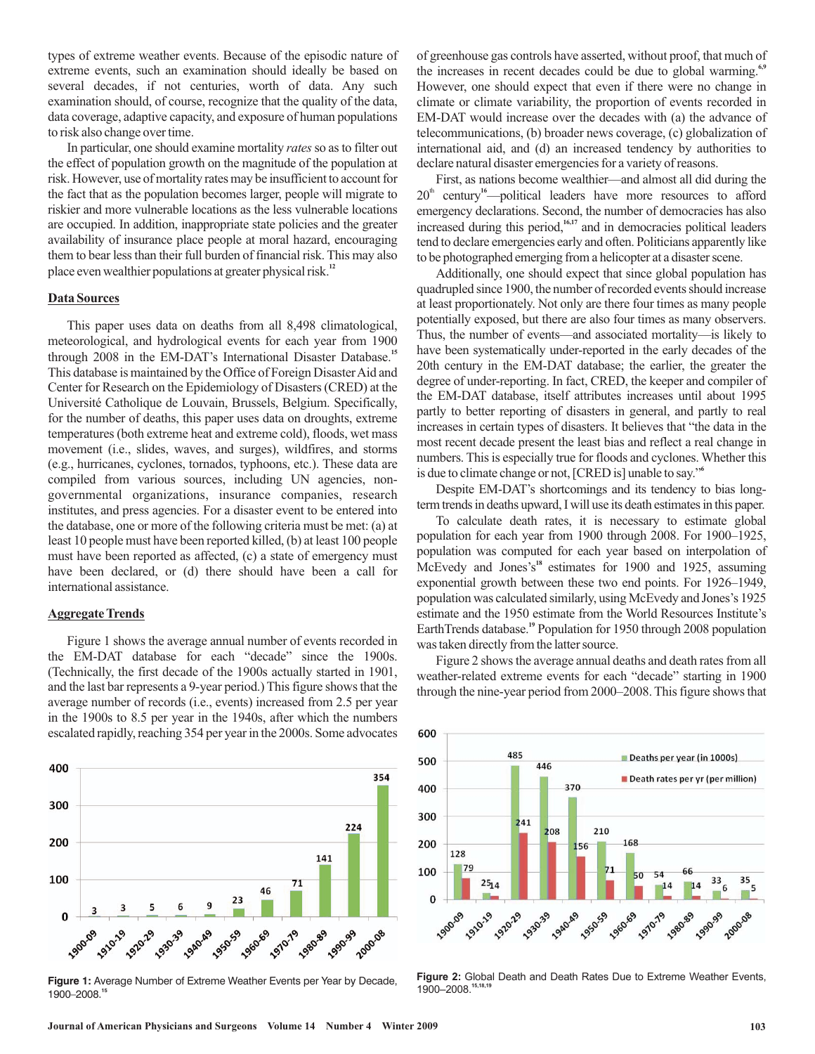types of extreme weather events. Because of the episodic nature of extreme events, such an examination should ideally be based on several decades, if not centuries, worth of data. Any such examination should, of course, recognize that the quality of the data, data coverage, adaptive capacity, and exposure of human populations to risk also change over time.

In particular, one should examine mortality *rates* so as to filter out the effect of population growth on the magnitude of the population at risk. However, use of mortality rates may be insufficient to account for the fact that as the population becomes larger, people will migrate to riskier and more vulnerable locations as the less vulnerable locations are occupied. In addition, inappropriate state policies and the greater availability of insurance place people at moral hazard, encouraging them to bear less than their full burden of financial risk. This may also place even wealthier populations at greater physical risk.[12]

## Data Sources

This paper uses data on deaths from all 8,498 climatological, meteorological, and hydrological events for each year from 1900 through 2008 in the EM-DAT's International Disaster Database.[15] This database is maintained by the Office of Foreign Disaster Aid and Center for Research on the Epidemiology of Disasters (CRED) at the Université Catholique de Louvain, Brussels, Belgium. Specifically, for the number of deaths, this paper uses data on droughts, extreme temperatures (both extreme heat and extreme cold), floods, wet mass movement (i.e., slides, waves, and surges), wildfires, and storms (e.g., hurricanes, cyclones, tornados, typhoons, etc.). These data are compiled from various sources, including UN agencies, non-governmental organizations, insurance companies, research institutes, and press agencies. For a disaster event to be entered into the database, one or more of the following criteria must be met: (a) at least 10 people must have been reported killed, (b) at least 100 people must have been reported as affected, (c) a state of emergency must have been declared, or (d) there should have been a call for international assistance.

## Aggregate Trends

Figure 1 shows the average annual number of events recorded in the EM-DAT database for each "decade" since the 1900s. (Technically, the first decade of the 1900s actually started in 1901, and the last bar represents a 9-year period.) This figure shows that the average number of records (i.e., events) increased from 2.5 per year in the 1900s to 8.5 per year in the 1940s, after which the numbers escalated rapidly, reaching 354 per year in the 2000s. Some advocates of greenhouse gas controls have asserted, without proof, that much of the increases in recent decades could be due to global warming.[6,9] However, one should expect that even if there were no change in climate or climate variability, the proportion of events recorded in EM-DAT would increase over the decades with (a) the advance of telecommunications, (b) broader news coverage, (c) globalization of international aid, and (d) an increased tendency by authorities to declare natural disaster emergencies for a variety of reasons.

First, as nations become wealthier—and almost all did during the 20th century[16]—political leaders have more resources to afford emergency declarations. Second, the number of democracies has also increased during this period,[16,17] and in democracies political leaders tend to declare emergencies early and often. Politicians apparently like to be photographed emerging from a helicopter at a disaster scene.

Additionally, one should expect that since global population has quadrupled since 1900, the number of recorded events should increase at least proportionately. Not only are there four times as many people potentially exposed, but there are also four times as many observers. Thus, the number of events—and associated mortality—is likely to have been systematically under-reported in the early decades of the 20th century in the EM-DAT database; the earlier, the greater the degree of under-reporting. In fact, CRED, the keeper and compiler of the EM-DAT database, itself attributes increases until about 1995 partly to better reporting of disasters in general, and partly to real increases in certain types of disasters. It believes that "the data in the most recent decade present the least bias and reflect a real change in numbers. This is especially true for floods and cyclones. Whether this is due to climate change or not, [CRED is] unable to say."[6]

Despite EM-DAT's shortcomings and its tendency to bias long-term trends in deaths upward, I will use its death estimates in this paper.

To calculate death rates, it is necessary to estimate global population for each year from 1900 through 2008. For 1900–1925, population was computed for each year based on interpolation of McEvedy and Jones's[18] estimates for 1900 and 1925, assuming exponential growth between these two end points. For 1926–1949, population was calculated similarly, using McEvedy and Jones's 1925 estimate and the 1950 estimate from the World Resources Institute's EarthTrends database.[19] Population for 1950 through 2008 population was taken directly from the latter source.

Figure 2 shows the average annual deaths and death rates from all weather-related extreme events for each "decade" starting in 1900 through the nine-year period from 2000–2008. This figure shows that

| Decade | Events per year |
|---|---|
| 1900-09 | 3 |
| 1910-19 | 3 |
| 1920-29 | 5 |
| 1930-39 | 6 |
| 1940-49 | 9 |
| 1950-59 | 23 |
| 1960-69 | 46 |
| 1970-79 | 71 |
| 1980-89 | 141 |
| 1990-99 | 224 |
| 2000-08 | 354 |

**Figure 1:** Average Number of Extreme Weather Events per Year by Decade, 1900–2008.[15]

| Decade | Deaths per year (in 1000s) | Death rates per yr (per million) |
|---|---|---|
| 1900-09 | 128 | 79 |
| 1910-19 | 25 | 14 |
| 1920-29 | 485 | 241 |
| 1930-39 | 446 | 208 |
| 1940-49 | 370 | 156 |
| 1950-59 | 210 | 71 |
| 1960-69 | 168 | 50 |
| 1970-79 | 54 | 14 |
| 1980-89 | 66 | 14 |
| 1990-99 | 33 | 6 |
| 2000-08 | 35 | 5 |

**Figure 2:** Global Death and Death Rates Due to Extreme Weather Events, 1900–2008.[15,18,19]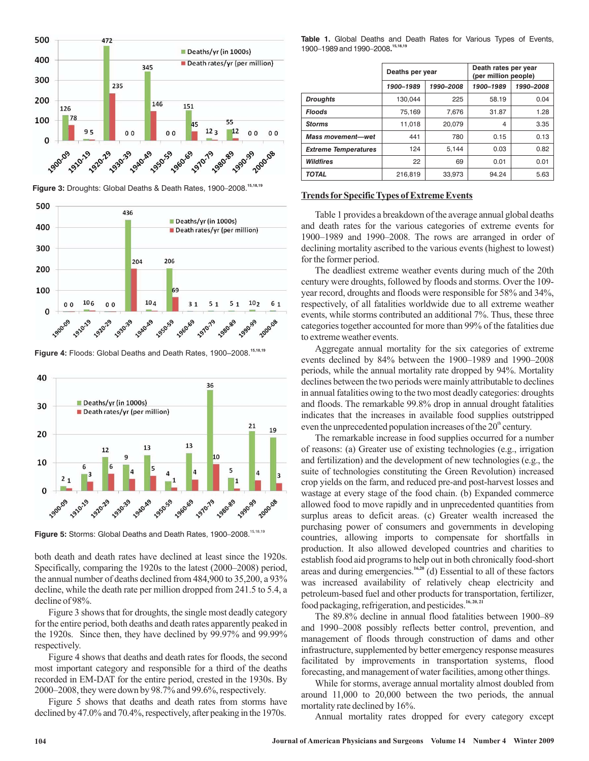Figure 3: Droughts: Global Deaths & Death Rates, 1900–2008.[15,18,19]

Figure 4: Floods: Global Deaths and Death Rates, 1900–2008.[15,18,19]

Figure 5: Storms: Global Deaths and Death Rates, 1900–2008.[15,18,19]

both death and death rates have declined at least since the 1920s. Specifically, comparing the 1920s to the latest (2000–2008) period, the annual number of deaths declined from 484,900 to 35,200, a 93% decline, while the death rate per million dropped from 241.5 to 5.4, a decline of 98%.

Figure 3 shows that for droughts, the single most deadly category for the entire period, both deaths and death rates apparently peaked in the 1920s. Since then, they have declined by 99.97% and 99.99% respectively.

Figure 4 shows that deaths and death rates for floods, the second most important category and responsible for a third of the deaths recorded in EM-DAT for the entire period, crested in the 1930s. By 2000–2008, they were down by 98.7% and 99.6%, respectively.

Figure 5 shows that deaths and death rates from storms have declined by 47.0% and 70.4%, respectively, after peaking in the 1970s.

**Table 1.** Global Deaths and Death Rates for Various Types of Events, 1900–1989 and 1990–2008.[15,18,19]

| | Deaths per year | | Death rates per year (per million people) | |
|---|---|---|---|---|
| | *1900–1989* | *1990–2008* | *1900–1989* | *1990–2008* |
| ***Droughts*** | 130,044 | 225 | 58.19 | 0.04 |
| ***Floods*** | 75,169 | 7,676 | 31.87 | 1.28 |
| ***Storms*** | 11,018 | 20,079 | 4 | 3.35 |
| ***Mass movement—wet*** | 441 | 780 | 0.15 | 0.13 |
| ***Extreme Temperatures*** | 124 | 5,144 | 0.03 | 0.82 |
| ***Wildfires*** | 22 | 69 | 0.01 | 0.01 |
| ***TOTAL*** | 216,819 | 33,973 | 94.24 | 5.63 |

## Trends for Specific Types of Extreme Events

Table 1 provides a breakdown of the average annual global deaths and death rates for the various categories of extreme events for 1900–1989 and 1990–2008. The rows are arranged in order of declining mortality ascribed to the various events (highest to lowest) for the former period.

The deadliest extreme weather events during much of the 20th century were droughts, followed by floods and storms. Over the 109-year record, droughts and floods were responsible for 58% and 34%, respectively, of all fatalities worldwide due to all extreme weather events, while storms contributed an additional 7%. Thus, these three categories together accounted for more than 99% of the fatalities due to extreme weather events.

Aggregate annual mortality for the six categories of extreme events declined by 84% between the 1900–1989 and 1990–2008 periods, while the annual mortality rate dropped by 94%. Mortality declines between the two periods were mainly attributable to declines in annual fatalities owing to the two most deadly categories: droughts and floods. The remarkable 99.8% drop in annual drought fatalities indicates that the increases in available food supplies outstripped even the unprecedented population increases of the 20th century.

The remarkable increase in food supplies occurred for a number of reasons: (a) Greater use of existing technologies (e.g., irrigation and fertilization) and the development of new technologies (e.g., the suite of technologies constituting the Green Revolution) increased crop yields on the farm, and reduced pre-and post-harvest losses and wastage at every stage of the food chain. (b) Expanded commerce allowed food to move rapidly and in unprecedented quantities from surplus areas to deficit areas. (c) Greater wealth increased the purchasing power of consumers and governments in developing countries, allowing imports to compensate for shortfalls in production. It also allowed developed countries and charities to establish food aid programs to help out in both chronically food-short areas and during emergencies.[16,20] (d) Essential to all of these factors was increased availability of relatively cheap electricity and petroleum-based fuel and other products for transportation, fertilizer, food packaging, refrigeration, and pesticides.[16,20,21]

The 89.8% decline in annual flood fatalities between 1900–89 and 1990–2008 possibly reflects better control, prevention, and management of floods through construction of dams and other infrastructure, supplemented by better emergency response measures facilitated by improvements in transportation systems, flood forecasting, and management of water facilities, among other things.

While for storms, average annual mortality almost doubled from around 11,000 to 20,000 between the two periods, the annual mortality rate declined by 16%.

Annual mortality rates dropped for every category except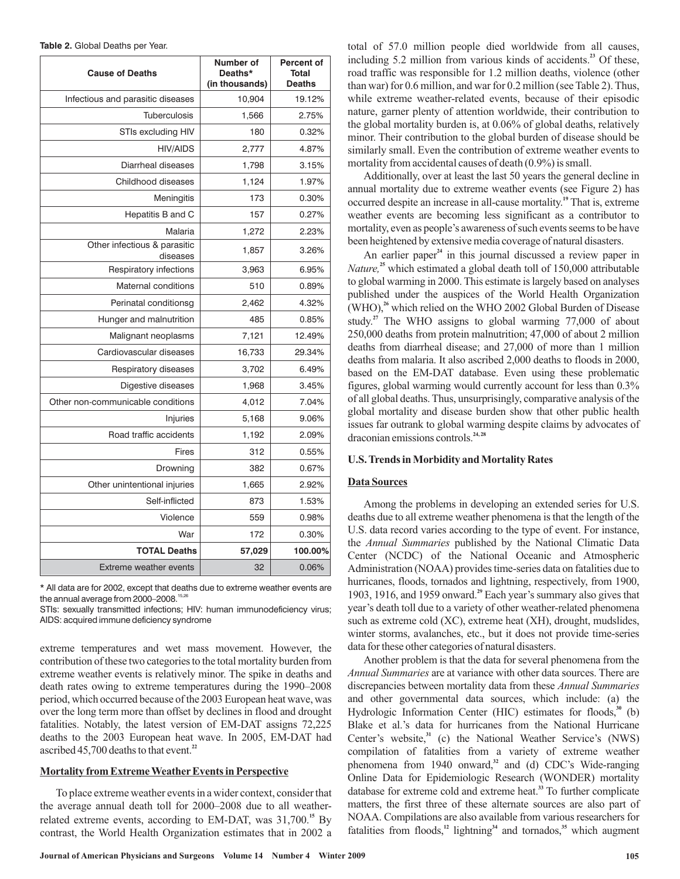**Table 2.** Global Deaths per Year.

| Cause of Deaths | Number of Deaths* (in thousands) | Percent of Total Deaths |
|---|---|---|
| Infectious and parasitic diseases | 10,904 | 19.12% |
| Tuberculosis | 1,566 | 2.75% |
| STIs excluding HIV | 180 | 0.32% |
| HIV/AIDS | 2,777 | 4.87% |
| Diarrheal diseases | 1,798 | 3.15% |
| Childhood diseases | 1,124 | 1.97% |
| Meningitis | 173 | 0.30% |
| Hepatitis B and C | 157 | 0.27% |
| Malaria | 1,272 | 2.23% |
| Other infectious & parasitic diseases | 1,857 | 3.26% |
| Respiratory infections | 3,963 | 6.95% |
| Maternal conditions | 510 | 0.89% |
| Perinatal conditionsg | 2,462 | 4.32% |
| Hunger and malnutrition | 485 | 0.85% |
| Malignant neoplasms | 7,121 | 12.49% |
| Cardiovascular diseases | 16,733 | 29.34% |
| Respiratory diseases | 3,702 | 6.49% |
| Digestive diseases | 1,968 | 3.45% |
| Other non-communicable conditions | 4,012 | 7.04% |
| Injuries | 5,168 | 9.06% |
| Road traffic accidents | 1,192 | 2.09% |
| Fires | 312 | 0.55% |
| Drowning | 382 | 0.67% |
| Other unintentional injuries | 1,665 | 2.92% |
| Self-inflicted | 873 | 1.53% |
| Violence | 559 | 0.98% |
| War | 172 | 0.30% |
| **TOTAL Deaths** | **57,029** | **100.00%** |
| Extreme weather events | 32 | 0.06% |

\* All data are for 2002, except that deaths due to extreme weather events are the annual average from 2000–2008.[15,26]

STIs: sexually transmitted infections; HIV: human immunodeficiency virus; AIDS: acquired immune deficiency syndrome

extreme temperatures and wet mass movement. However, the contribution of these two categories to the total mortality burden from extreme weather events is relatively minor. The spike in deaths and death rates owing to extreme temperatures during the 1990–2008 period, which occurred because of the 2003 European heat wave, was over the long term more than offset by declines in flood and drought fatalities. Notably, the latest version of EM-DAT assigns 72,225 deaths to the 2003 European heat wave. In 2005, EM-DAT had ascribed 45,700 deaths to that event.[22]

## Mortality from Extreme Weather Events in Perspective

To place extreme weather events in a wider context, consider that the average annual death toll for 2000–2008 due to all weather-related extreme events, according to EM-DAT, was 31,700.[15] By contrast, the World Health Organization estimates that in 2002 a total of 57.0 million people died worldwide from all causes, including 5.2 million from various kinds of accidents.[23] Of these, road traffic was responsible for 1.2 million deaths, violence (other than war) for 0.6 million, and war for 0.2 million (see Table 2). Thus, while extreme weather-related events, because of their episodic nature, garner plenty of attention worldwide, their contribution to the global mortality burden is, at 0.06% of global deaths, relatively minor. Their contribution to the global burden of disease should be similarly small. Even the contribution of extreme weather events to mortality from accidental causes of death (0.9%) is small.

Additionally, over at least the last 50 years the general decline in annual mortality due to extreme weather events (see Figure 2) has occurred despite an increase in all-cause mortality.[19] That is, extreme weather events are becoming less significant as a contributor to mortality, even as people's awareness of such events seems to be have been heightened by extensive media coverage of natural disasters.

An earlier paper[24] in this journal discussed a review paper in *Nature,*[25] which estimated a global death toll of 150,000 attributable to global warming in 2000. This estimate is largely based on analyses published under the auspices of the World Health Organization (WHO),[26] which relied on the WHO 2002 Global Burden of Disease study.[27] The WHO assigns to global warming 77,000 of about 250,000 deaths from protein malnutrition; 47,000 of about 2 million deaths from diarrheal disease; and 27,000 of more than 1 million deaths from malaria. It also ascribed 2,000 deaths to floods in 2000, based on the EM-DAT database. Even using these problematic figures, global warming would currently account for less than 0.3% of all global deaths. Thus, unsurprisingly, comparative analysis of the global mortality and disease burden show that other public health issues far outrank to global warming despite claims by advocates of draconian emissions controls.[24,28]

## U.S. Trends in Morbidity and Mortality Rates

### Data Sources

Among the problems in developing an extended series for U.S. deaths due to all extreme weather phenomena is that the length of the U.S. data record varies according to the type of event. For instance, the *Annual Summaries* published by the National Climatic Data Center (NCDC) of the National Oceanic and Atmospheric Administration (NOAA) provides time-series data on fatalities due to hurricanes, floods, tornados and lightning, respectively, from 1900, 1903, 1916, and 1959 onward.[29] Each year's summary also gives that year's death toll due to a variety of other weather-related phenomena such as extreme cold (XC), extreme heat (XH), drought, mudslides, winter storms, avalanches, etc., but it does not provide time-series data for these other categories of natural disasters.

Another problem is that the data for several phenomena from the *Annual Summaries* are at variance with other data sources. There are discrepancies between mortality data from these *Annual Summaries* and other governmental data sources, which include: (a) the Hydrologic Information Center (HIC) estimates for floods,[30] (b) Blake et al.'s data for hurricanes from the National Hurricane Center's website,[31] (c) the National Weather Service's (NWS) compilation of fatalities from a variety of extreme weather phenomena from 1940 onward,[32] and (d) CDC's Wide-ranging Online Data for Epidemiologic Research (WONDER) mortality database for extreme cold and extreme heat.[33] To further complicate matters, the first three of these alternate sources are also part of NOAA. Compilations are also available from various researchers for fatalities from floods,[12] lightning[34] and tornados,[35] which augment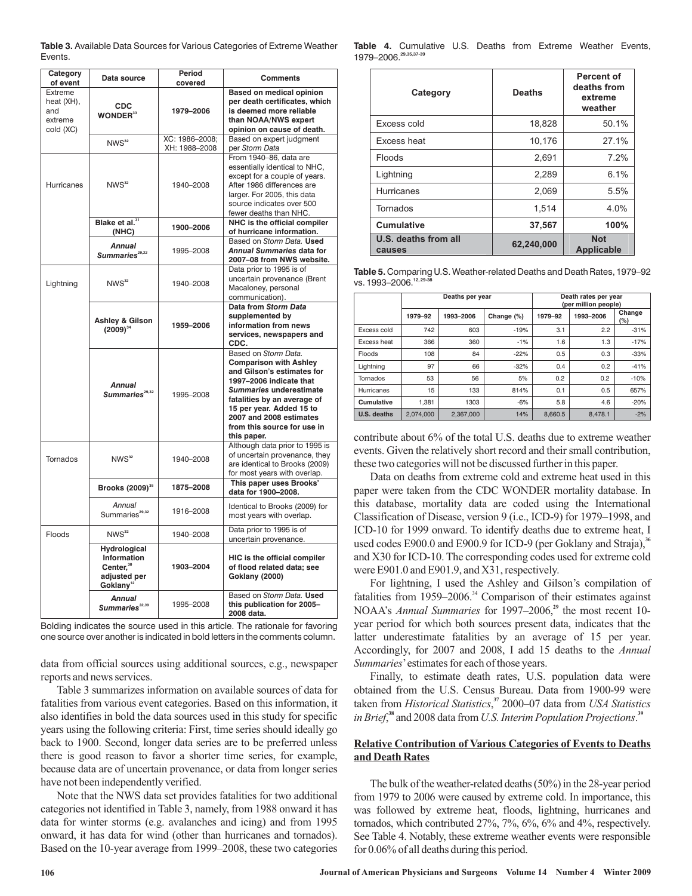**Table 3.** Available Data Sources for Various Categories of Extreme Weather Events.

| Category of event | Data source | Period covered | Comments |
|---|---|---|---|
| Extreme heat (XH), and extreme cold (XC) | **CDC WONDER**[33] | **1979–2006** | **Based on medical opinion per death certificates, which is deemed more reliable than NOAA/NWS expert opinion on cause of death.** |
| | NWS[32] | XC: 1986–2008; XH: 1988–2008 | Based on expert judgment per *Storm Data* |
| Hurricanes | NWS[32] | 1940–2008 | From 1940–86, data are essentially identical to NHC, except for a couple of years. After 1986 differences are larger. For 2005, this data source indicates over 500 fewer deaths than NHC. |
| | **Blake et al.**[31] **(NHC)** | **1900–2006** | **NHC is the official compiler of hurricane information.** |
| | ***Annual Summaries***[29,32] | 1995–2008 | Based on *Storm Data.* **Used *Annual Summaries* data for 2007–08 from NWS website.** |
| Lightning | NWS[32] | 1940–2008 | Data prior to 1995 is of uncertain provenance (Brent Macaloney, personal communication). |
| | **Ashley & Gilson (2009)**[34] | **1959–2006** | **Data from *Storm Data* supplemented by information from news services, newspapers and CDC.** |
| | ***Annual Summaries***[29,32] | 1995–2008 | Based on *Storm Data.* **Comparison with Ashley and Gilson's estimates for 1997–2006 indicate that *Summaries* underestimate fatalities by an average of 15 per year. Added 15 to 2007 and 2008 estimates from this source for use in this paper.** |
| Tornados | NWS[32] | 1940–2008 | Although data prior to 1995 is of uncertain provenance, they are identical to Brooks (2009) for most years with overlap. |
| | **Brooks (2009)**[35] | **1875–2008** | **This paper uses Brooks' data for 1900–2008.** |
| | *Annual* Summaries[29,32] | 1916–2008 | Identical to Brooks (2009) for most years with overlap. |
| Floods | NWS[32] | 1940–2008 | Data prior to 1995 is of uncertain provenance. |
| | **Hydrological Information Center,**[30] **adjusted per Goklany**[12] | **1903–2004** | **HIC is the official compiler of flood related data; see Goklany (2000)** |
| | ***Annual Summaries***[32,39] | 1995–2008 | Based on *Storm Data.* **Used this publication for 2005–2008 data.** |

Bolding indicates the source used in this article. The rationale for favoring one source over another is indicated in bold letters in the comments column.

data from official sources using additional sources, e.g., newspaper reports and news services.

Table 3 summarizes information on available sources of data for fatalities from various event categories. Based on this information, it also identifies in bold the data sources used in this study for specific years using the following criteria: First, time series should ideally go back to 1900. Second, longer data series are to be preferred unless there is good reason to favor a shorter time series, for example, because data are of uncertain provenance, or data from longer series have not been independently verified.

Note that the NWS data set provides fatalities for two additional categories not identified in Table 3, namely, from 1988 onward it has data for winter storms (e.g. avalanches and icing) and from 1995 onward, it has data for wind (other than hurricanes and tornados). Based on the 10-year average from 1999–2008, these two categories contribute about 6% of the total U.S. deaths due to extreme weather events. Given the relatively short record and their small contribution, these two categories will not be discussed further in this paper.

**Table 4.** Cumulative U.S. Deaths from Extreme Weather Events, 1979–2006.[29,35,37-39]

| Category | Deaths | Percent of deaths from extreme weather |
|---|---|---|
| Excess cold | 18,828 | 50.1% |
| Excess heat | 10,176 | 27.1% |
| Floods | 2,691 | 7.2% |
| Lightning | 2,289 | 6.1% |
| Hurricanes | 2,069 | 5.5% |
| Tornados | 1,514 | 4.0% |
| **Cumulative** | **37,567** | **100%** |
| **U.S. deaths from all causes** | **62,240,000** | **Not Applicable** |

**Table 5.** Comparing U.S. Weather-related Deaths and Death Rates, 1979–92 vs. 1993–2006.[12, 29-38]

| | Deaths per year | | | Death rates per year (per million people) | | |
|---|---|---|---|---|---|---|
| | 1979–92 | 1993–2006 | Change (%) | 1979–92 | 1993–2006 | Change (%) |
| Excess cold | 742 | 603 | -19% | 3.1 | 2.2 | -31% |
| Excess heat | 366 | 360 | -1% | 1.6 | 1.3 | -17% |
| Floods | 108 | 84 | -22% | 0.5 | 0.3 | -33% |
| Lightning | 97 | 66 | -32% | 0.4 | 0.2 | -41% |
| Tornados | 53 | 56 | 5% | 0.2 | 0.2 | -10% |
| Hurricanes | 15 | 133 | 814% | 0.1 | 0.5 | 657% |
| **Cumulative** | 1,381 | 1303 | -6% | 5.8 | 4.6 | -20% |
| **U.S. deaths** | 2,074,000 | 2,367,000 | 14% | 8,660.5 | 8,478.1 | -2% |

Data on deaths from extreme cold and extreme heat used in this paper were taken from the CDC WONDER mortality database. In this database, mortality data are coded using the International Classification of Disease, version 9 (i.e., ICD-9) for 1979–1998, and ICD-10 for 1999 onward. To identify deaths due to extreme heat, I used codes E900.0 and E900.9 for ICD-9 (per Goklany and Straja),[36] and X30 for ICD-10. The corresponding codes used for extreme cold were E901.0 and E901.9, and X31, respectively.

For lightning, I used the Ashley and Gilson's compilation of fatalities from 1959–2006.[34] Comparison of their estimates against NOAA's *Annual Summaries* for 1997–2006,[29] the most recent 10-year period for which both sources present data, indicates that the latter underestimate fatalities by an average of 15 per year. Accordingly, for 2007 and 2008, I add 15 deaths to the *Annual Summaries*' estimates for each of those years.

Finally, to estimate death rates, U.S. population data were obtained from the U.S. Census Bureau. Data from 1900-99 were taken from *Historical Statistics*,[37] 2000–07 data from *USA Statistics in Brief*,[38] and 2008 data from *U.S. Interim Population Projections*.[39]

## Relative Contribution of Various Categories of Events to Deaths and Death Rates

The bulk of the weather-related deaths (50%) in the 28-year period from 1979 to 2006 were caused by extreme cold. In importance, this was followed by extreme heat, floods, lightning, hurricanes and tornados, which contributed 27%, 7%, 6%, 6% and 4%, respectively. See Table 4. Notably, these extreme weather events were responsible for 0.06% of all deaths during this period.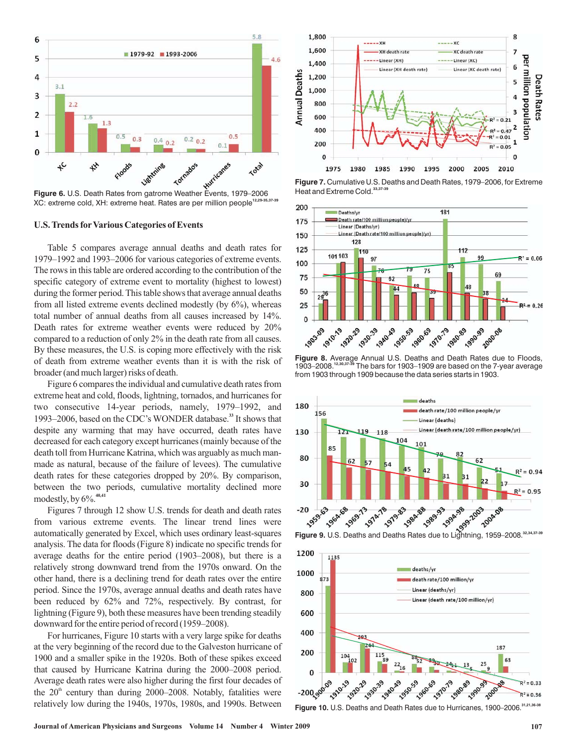Figure 6. U.S. Death Rates from gatrome Weather Events, 1979–2006 XC: extreme cold, XH: extreme heat. Rates are per million people[12,29-35,37-39]

Figure 7. Cumulative U.S. Deaths and Death Rates, 1979–2006, for Extreme Heat and Extreme Cold.[33,37-39]

Figure 8. Average Annual U.S. Deaths and Death Rates due to Floods, 1903–2008.[12,30,37-39] The bars for 1903–1909 are based on the 7-year average from 1903 through 1909 because the data series starts in 1903.

Figure 9. U.S. Deaths and Deaths Rates due to Lightning, 1959–2008.[32,34,37-39]

Figure 10. U.S. Deaths and Death Rates due to Hurricanes, 1900–2006.[31,21,36-38]

### U.S. Trends for Various Categories of Events

Table 5 compares average annual deaths and death rates for 1979–1992 and 1993–2006 for various categories of extreme events. The rows in this table are ordered according to the contribution of the specific category of extreme event to mortality (highest to lowest) during the former period. This table shows that average annual deaths from all listed extreme events declined modestly (by 6%), whereas total number of annual deaths from all causes increased by 14%. Death rates for extreme weather events were reduced by 20% compared to a reduction of only 2% in the death rate from all causes. By these measures, the U.S. is coping more effectively with the risk of death from extreme weather events than it is with the risk of broader (and much larger) risks of death.

Figure 6 compares the individual and cumulative death rates from extreme heat and cold, floods, lightning, tornados, and hurricanes for two consecutive 14-year periods, namely, 1979–1992, and 1993–2006, based on the CDC's WONDER database.[33] It shows that despite any warming that may have occurred, death rates have decreased for each category except hurricanes (mainly because of the death toll from Hurricane Katrina, which was arguably as much man-made as natural, because of the failure of levees). The cumulative death rates for these categories dropped by 20%. By comparison, between the two periods, cumulative mortality declined more modestly, by 6%.[40,41]

Figures 7 through 12 show U.S. trends for death and death rates from various extreme events. The linear trend lines were automatically generated by Excel, which uses ordinary least-squares analysis. The data for floods (Figure 8) indicate no specific trends for average deaths for the entire period (1903–2008), but there is a relatively strong downward trend from the 1970s onward. On the other hand, there is a declining trend for death rates over the entire period. Since the 1970s, average annual deaths and death rates have been reduced by 62% and 72%, respectively. By contrast, for lightning (Figure 9), both these measures have been trending steadily downward for the entire period of record (1959–2008).

For hurricanes, Figure 10 starts with a very large spike for deaths at the very beginning of the record due to the Galveston hurricane of 1900 and a smaller spike in the 1920s. Both of these spikes exceed that caused by Hurricane Katrina during the 2000–2008 period. Average death rates were also higher during the first four decades of the 20th century than during 2000–2008. Notably, fatalities were relatively low during the 1940s, 1970s, 1980s, and 1990s. Between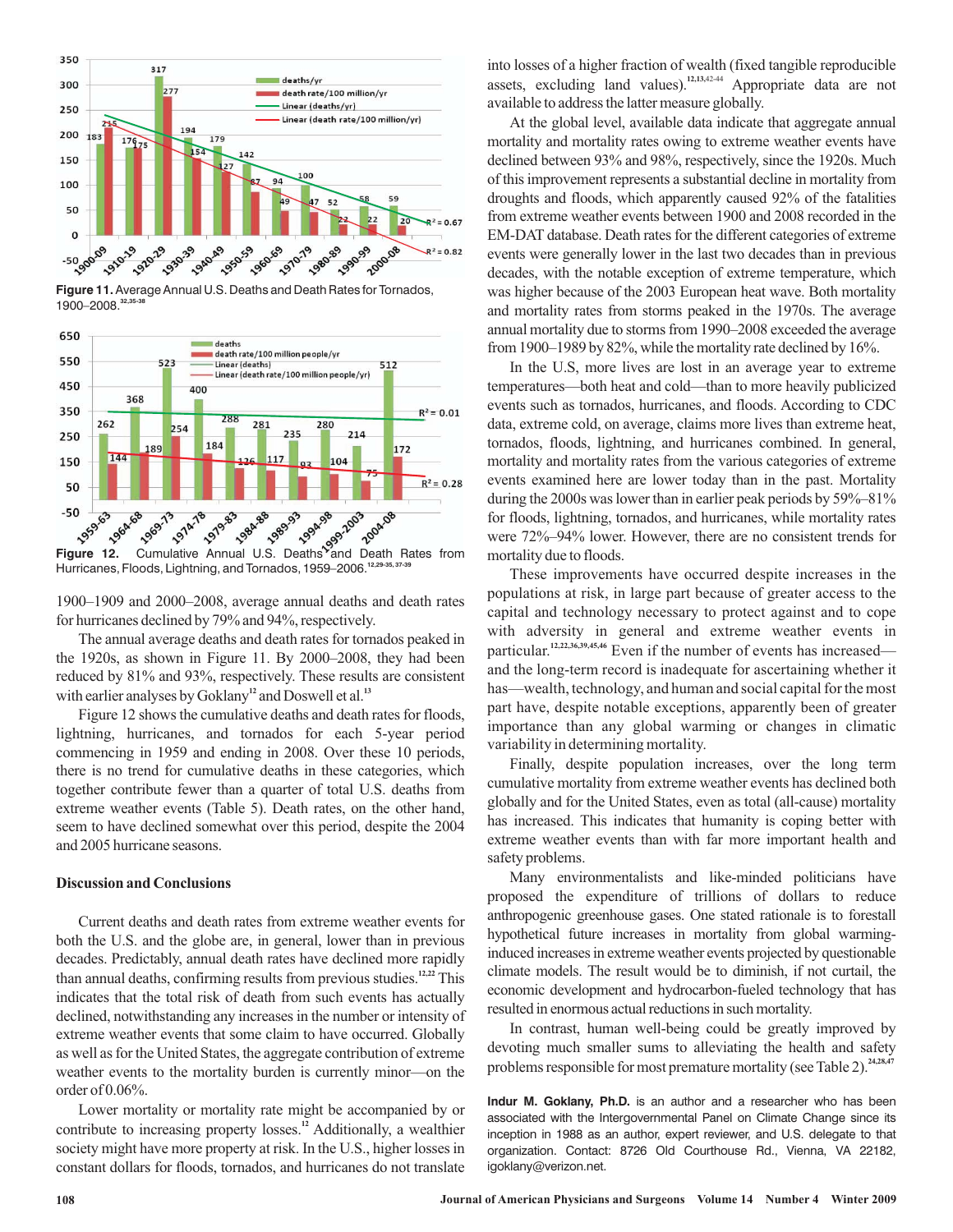Figure 11. Average Annual U.S. Deaths and Death Rates for Tornados, 1900–2008.[32,35-38]

Figure 12. Cumulative Annual U.S. Deaths and Death Rates from Hurricanes, Floods, Lightning, and Tornados, 1959–2006.[12,29-35,37-39]

1900–1909 and 2000–2008, average annual deaths and death rates for hurricanes declined by 79% and 94%, respectively.

The annual average deaths and death rates for tornados peaked in the 1920s, as shown in Figure 11. By 2000–2008, they had been reduced by 81% and 93%, respectively. These results are consistent with earlier analyses by Goklany[12] and Doswell et al.[13]

Figure 12 shows the cumulative deaths and death rates for floods, lightning, hurricanes, and tornados for each 5-year period commencing in 1959 and ending in 2008. Over these 10 periods, there is no trend for cumulative deaths in these categories, which together contribute fewer than a quarter of total U.S. deaths from extreme weather events (Table 5). Death rates, on the other hand, seem to have declined somewhat over this period, despite the 2004 and 2005 hurricane seasons.

## Discussion and Conclusions

Current deaths and death rates from extreme weather events for both the U.S. and the globe are, in general, lower than in previous decades. Predictably, annual death rates have declined more rapidly than annual deaths, confirming results from previous studies.[12,22] This indicates that the total risk of death from such events has actually declined, notwithstanding any increases in the number or intensity of extreme weather events that some claim to have occurred. Globally as well as for the United States, the aggregate contribution of extreme weather events to the mortality burden is currently minor—on the order of 0.06%.

Lower mortality or mortality rate might be accompanied by or contribute to increasing property losses.[12] Additionally, a wealthier society might have more property at risk. In the U.S., higher losses in constant dollars for floods, tornados, and hurricanes do not translate into losses of a higher fraction of wealth (fixed tangible reproducible assets, excluding land values).[12,13,42-44] Appropriate data are not available to address the latter measure globally.

At the global level, available data indicate that aggregate annual mortality and mortality rates owing to extreme weather events have declined between 93% and 98%, respectively, since the 1920s. Much of this improvement represents a substantial decline in mortality from droughts and floods, which apparently caused 92% of the fatalities from extreme weather events between 1900 and 2008 recorded in the EM-DAT database. Death rates for the different categories of extreme events were generally lower in the last two decades than in previous decades, with the notable exception of extreme temperature, which was higher because of the 2003 European heat wave. Both mortality and mortality rates from storms peaked in the 1970s. The average annual mortality due to storms from 1990–2008 exceeded the average from 1900–1989 by 82%, while the mortality rate declined by 16%.

In the U.S., more lives are lost in an average year to extreme temperatures—both heat and cold—than to more heavily publicized events such as tornados, hurricanes, and floods. According to CDC data, extreme cold, on average, claims more lives than extreme heat, tornados, floods, lightning, and hurricanes combined. In general, mortality and mortality rates from the various categories of extreme events examined here are lower today than in the past. Mortality during the 2000s was lower than in earlier peak periods by 59%–81% for floods, lightning, tornados, and hurricanes, while mortality rates were 72%–94% lower. However, there are no consistent trends for mortality due to floods.

These improvements have occurred despite increases in the populations at risk, in large part because of greater access to the capital and technology necessary to protect against and to cope with adversity in general and extreme weather events in particular.[12,22,36,39,45,46] Even if the number of events has increased—and the long-term record is inadequate for ascertaining whether it has—wealth, technology, and human and social capital for the most part have, despite notable exceptions, apparently been of greater importance than any global warming or changes in climatic variability in determining mortality.

Finally, despite population increases, over the long term cumulative mortality from extreme weather events has declined both globally and for the United States, even as total (all-cause) mortality has increased. This indicates that humanity is coping better with extreme weather events than with far more important health and safety problems.

Many environmentalists and like-minded politicians have proposed the expenditure of trillions of dollars to reduce anthropogenic greenhouse gases. One stated rationale is to forestall hypothetical future increases in mortality from global warming-induced increases in extreme weather events projected by questionable climate models. The result would be to diminish, if not curtail, the economic development and hydrocarbon-fueled technology that has resulted in enormous actual reductions in such mortality.

In contrast, human well-being could be greatly improved by devoting much smaller sums to alleviating the health and safety problems responsible for most premature mortality (see Table 2).[24,28,47]

**Indur M. Goklany, Ph.D.** is an author and a researcher who has been associated with the Intergovernmental Panel on Climate Change since its inception in 1988 as an author, expert reviewer, and U.S. delegate to that organization. Contact: 8726 Old Courthouse Rd., Vienna, VA 22182, igoklany@verizon.net.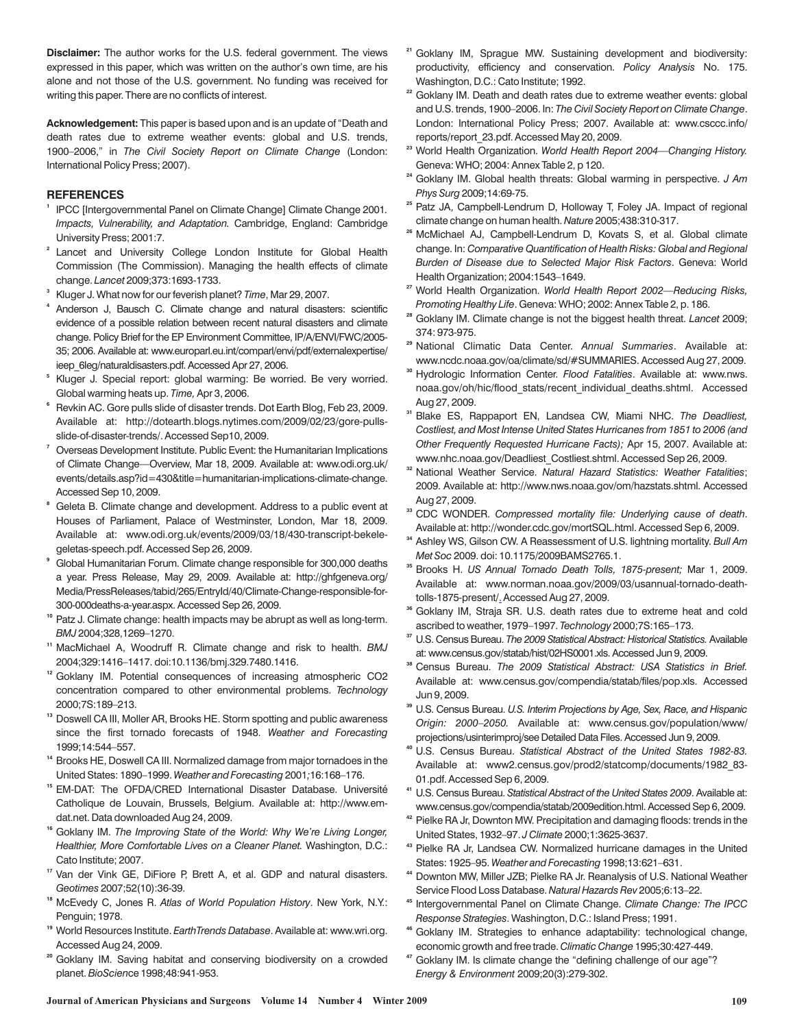**Disclaimer:** The author works for the U.S. federal government. The views expressed in this paper, which was written on the author's own time, are his alone and not those of the U.S. government. No funding was received for writing this paper. There are no conflicts of interest.

**Acknowledgement:** This paper is based upon and is an update of "Death and death rates due to extreme weather events: global and U.S. trends, 1900–2006," in *The Civil Society Report on Climate Change* (London: International Policy Press; 2007).

## REFERENCES

1. IPCC [Intergovernmental Panel on Climate Change] Climate Change 2001. *Impacts, Vulnerability, and Adaptation.* Cambridge, England: Cambridge University Press; 2001:7.
2. Lancet and University College London Institute for Global Health Commission (The Commission). Managing the health effects of climate change. *Lancet* 2009;373:1693-1733.
3. Kluger J. What now for our feverish planet? *Time*, Mar 29, 2007.
4. Anderson J, Bausch C. Climate change and natural disasters: scientific evidence of a possible relation between recent natural disasters and climate change. Policy Brief for the EP Environment Committee, IP/A/ENVI/FWC/2005-35; 2006. Available at: www.europarl.eu.int/comparl/envi/pdf/externalexpertise/ieep_6leg/naturaldisasters.pdf. Accessed Apr 27, 2006.
5. Kluger J. Special report: global warming: Be worried. Be very worried. Global warming heats up. *Time,* Apr 3, 2006.
6. Revkin AC. Gore pulls slide of disaster trends. Dot Earth Blog, Feb 23, 2009. Available at: http://dotearth.blogs.nytimes.com/2009/02/23/gore-pulls-slide-of-disaster-trends/. Accessed Sep10, 2009.
7. Overseas Development Institute. Public Event: the Humanitarian Implications of Climate Change—Overview, Mar 18, 2009. Available at: www.odi.org.uk/events/details.asp?id=430&title=humanitarian-implications-climate-change. Accessed Sep 10, 2009.
8. Geleta B. Climate change and development. Address to a public event at Houses of Parliament, Palace of Westminster, London, Mar 18, 2009. Available at: www.odi.org.uk/events/2009/03/18/430-transcript-bekele-geletas-speech.pdf. Accessed Sep 26, 2009.
9. Global Humanitarian Forum. Climate change responsible for 300,000 deaths a year. Press Release, May 29, 2009. Available at: http://ghfgeneva.org/Media/PressReleases/tabid/265/EntryId/40/Climate-Change-responsible-for-300-000deaths-a-year.aspx. Accessed Sep 26, 2009.
10. Patz J. Climate change: health impacts may be abrupt as well as long-term. *BMJ* 2004;328,1269–1270.
11. MacMichael A, Woodruff R. Climate change and risk to health. *BMJ* 2004;329:1416–1417. doi:10.1136/bmj.329.7480.1416.
12. Goklany IM. Potential consequences of increasing atmospheric CO2 concentration compared to other environmental problems. *Technology* 2000;7S:189–213.
13. Doswell CA III, Moller AR, Brooks HE. Storm spotting and public awareness since the first tornado forecasts of 1948. *Weather and Forecasting* 1999;14:544–557.
14. Brooks HE, Doswell CA III. Normalized damage from major tornadoes in the United States: 1890–1999. *Weather and Forecasting* 2001;16:168–176.
15. EM-DAT: The OFDA/CRED International Disaster Database. Université Catholique de Louvain, Brussels, Belgium. Available at: http://www.em-dat.net. Data downloaded Aug 24, 2009.
16. Goklany IM. *The Improving State of the World: Why We're Living Longer, Healthier, More Comfortable Lives on a Cleaner Planet.* Washington, D.C.: Cato Institute; 2007.
17. Van der Vink GE, DiFiore P, Brett A, et al. GDP and natural disasters. *Geotimes* 2007;52(10):36-39.
18. McEvedy C, Jones R. *Atlas of World Population History*. New York, N.Y.: Penguin; 1978.
19. World Resources Institute. *EarthTrends Database*. Available at: www.wri.org. Accessed Aug 24, 2009.
20. Goklany IM. Saving habitat and conserving biodiversity on a crowded planet. *BioScience* 1998;48:941-953.
21. Goklany IM, Sprague MW. Sustaining development and biodiversity: productivity, efficiency and conservation. *Policy Analysis* No. 175. Washington, D.C.: Cato Institute; 1992.
22. Goklany IM. Death and death rates due to extreme weather events: global and U.S. trends, 1900–2006. In: *The Civil Society Report on Climate Change*. London: International Policy Press; 2007. Available at: www.csccc.info/reports/report_23.pdf. Accessed May 20, 2009.
23. World Health Organization. *World Health Report 2004—Changing History.* Geneva: WHO; 2004: Annex Table 2, p 120.
24. Goklany IM. Global health threats: Global warming in perspective. *J Am Phys Surg* 2009;14:69-75.
25. Patz JA, Campbell-Lendrum D, Holloway T, Foley JA. Impact of regional climate change on human health. *Nature* 2005;438:310-317.
26. McMichael AJ, Campbell-Lendrum D, Kovats S, et al. Global climate change. In: *Comparative Quantification of Health Risks: Global and Regional Burden of Disease due to Selected Major Risk Factors*. Geneva: World Health Organization; 2004:1543–1649.
27. World Health Organization. *World Health Report 2002—Reducing Risks, Promoting Healthy Life*. Geneva: WHO; 2002: Annex Table 2, p. 186.
28. Goklany IM. Climate change is not the biggest health threat. *Lancet* 2009; 374: 973-975.
29. National Climatic Data Center. *Annual Summaries*. Available at: www.ncdc.noaa.gov/oa/climate/sd/#SUMMARIES. Accessed Aug 27, 2009.
30. Hydrologic Information Center. *Flood Fatalities*. Available at: www.nws.noaa.gov/oh/hic/flood_stats/recent_individual_deaths.shtml. Accessed Aug 27, 2009.
31. Blake ES, Rappaport EN, Landsea CW, Miami NHC. *The Deadliest, Costliest, and Most Intense United States Hurricanes from 1851 to 2006 (and Other Frequently Requested Hurricane Facts);* Apr 15, 2007. Available at: www.nhc.noaa.gov/Deadliest_Costliest.shtml. Accessed Sep 26, 2009.
32. National Weather Service. *Natural Hazard Statistics: Weather Fatalities*; 2009. Available at: http://www.nws.noaa.gov/om/hazstats.shtml. Accessed Aug 27, 2009.
33. CDC WONDER. *Compressed mortality file: Underlying cause of death*. Available at: http://wonder.cdc.gov/mortSQL.html. Accessed Sep 6, 2009.
34. Ashley WS, Gilson CW. A Reassessment of U.S. lightning mortality. *Bull Am Met Soc* 2009. doi: 10.1175/2009BAMS2765.1.
35. Brooks H. *US Annual Tornado Death Tolls, 1875-present;* Mar 1, 2009. Available at: www.norman.noaa.gov/2009/03/usannual-tornado-death-tolls-1875-present/. Accessed Aug 27, 2009.
36. Goklany IM, Straja SR. U.S. death rates due to extreme heat and cold ascribed to weather, 1979–1997. *Technology* 2000;7S:165–173.
37. U.S. Census Bureau. *The 2009 Statistical Abstract: Historical Statistics.* Available at: www.census.gov/statab/hist/02HS0001.xls. Accessed Jun 9, 2009.
38. Census Bureau. *The 2009 Statistical Abstract: USA Statistics in Brief.* Available at: www.census.gov/compendia/statab/files/pop.xls. Accessed Jun 9, 2009.
39. U.S. Census Bureau. *U.S. Interim Projections by Age, Sex, Race, and Hispanic Origin: 2000–2050.* Available at: www.census.gov/population/www/projections/usinterimproj/see Detailed Data Files. Accessed Jun 9, 2009.
40. U.S. Census Bureau. *Statistical Abstract of the United States 1982-83.* Available at: www2.census.gov/prod2/statcomp/documents/1982_83-01.pdf. Accessed Sep 6, 2009.
41. U.S. Census Bureau. *Statistical Abstract of the United States 2009*. Available at: www.census.gov/compendia/statab/2009edition.html. Accessed Sep 6, 2009.
42. Pielke RA Jr, Downton MW. Precipitation and damaging floods: trends in the United States, 1932–97. *J Climate* 2000;1:3625-3637.
43. Pielke RA Jr, Landsea CW. Normalized hurricane damages in the United States: 1925–95. *Weather and Forecasting* 1998;13:621–631.
44. Downton MW, Miller JZB; Pielke RA Jr. Reanalysis of U.S. National Weather Service Flood Loss Database. *Natural Hazards Rev* 2005;6:13–22.
45. Intergovernmental Panel on Climate Change. *Climate Change: The IPCC Response Strategies*. Washington, D.C.: Island Press; 1991.
46. Goklany IM. Strategies to enhance adaptability: technological change, economic growth and free trade. *Climatic Change* 1995;30:427-449.
47. Goklany IM. Is climate change the "defining challenge of our age"? *Energy & Environment* 2009;20(3):279-302.